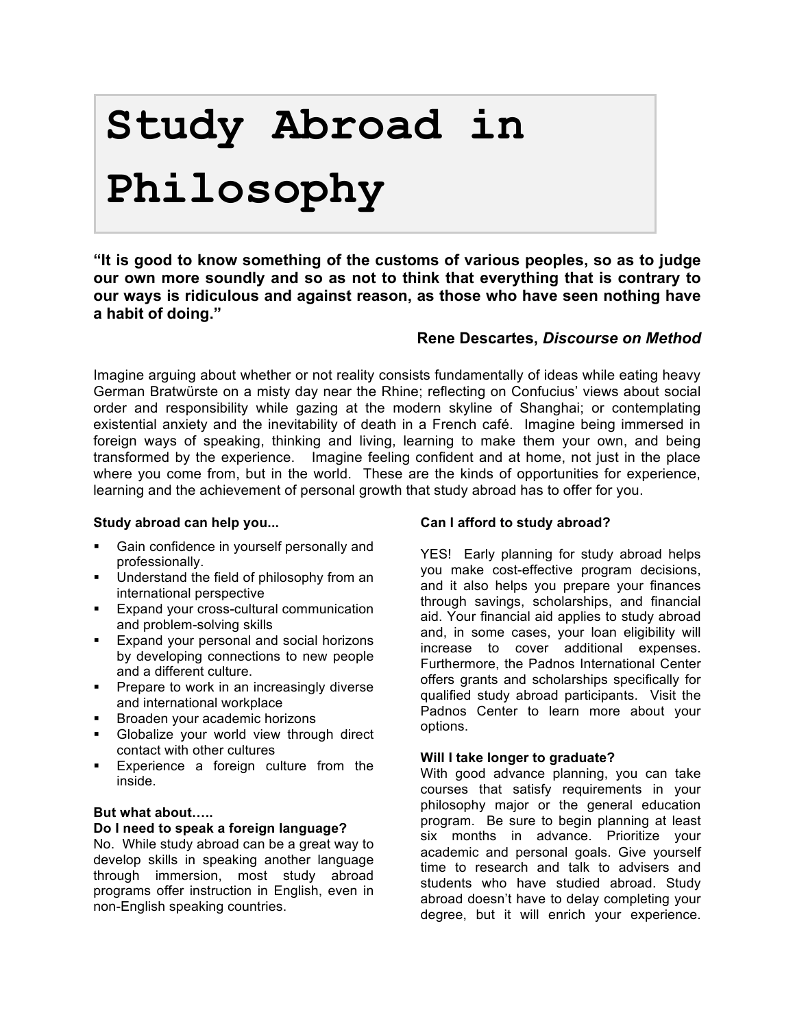# Study Abroad in Philosophy

**"It is good to know something of the customs of various peoples, so as to judge our own more soundly and so as not to think that everything that is contrary to our ways is ridiculous and against reason, as those who have seen nothing have a habit of doing."**

**Rene Descartes, *Discourse on Method***

Imagine arguing about whether or not reality consists fundamentally of ideas while eating heavy German Bratwürste on a misty day near the Rhine; reflecting on Confucius' views about social order and responsibility while gazing at the modern skyline of Shanghai; or contemplating existential anxiety and the inevitability of death in a French café. Imagine being immersed in foreign ways of speaking, thinking and living, learning to make them your own, and being transformed by the experience. Imagine feeling confident and at home, not just in the place where you come from, but in the world. These are the kinds of opportunities for experience, learning and the achievement of personal growth that study abroad has to offer for you.

**Study abroad can help you...**

- Gain confidence in yourself personally and professionally.
- Understand the field of philosophy from an international perspective
- Expand your cross-cultural communication and problem-solving skills
- Expand your personal and social horizons by developing connections to new people and a different culture.
- Prepare to work in an increasingly diverse and international workplace
- Broaden your academic horizons
- Globalize your world view through direct contact with other cultures
- Experience a foreign culture from the inside.

**But what about…..**

**Do I need to speak a foreign language?**

No. While study abroad can be a great way to develop skills in speaking another language through immersion, most study abroad programs offer instruction in English, even in non-English speaking countries.

**Can I afford to study abroad?**

YES! Early planning for study abroad helps you make cost-effective program decisions, and it also helps you prepare your finances through savings, scholarships, and financial aid. Your financial aid applies to study abroad and, in some cases, your loan eligibility will increase to cover additional expenses. Furthermore, the Padnos International Center offers grants and scholarships specifically for qualified study abroad participants. Visit the Padnos Center to learn more about your options.

**Will I take longer to graduate?**

With good advance planning, you can take courses that satisfy requirements in your philosophy major or the general education program. Be sure to begin planning at least six months in advance. Prioritize your academic and personal goals. Give yourself time to research and talk to advisers and students who have studied abroad. Study abroad doesn't have to delay completing your degree, but it will enrich your experience.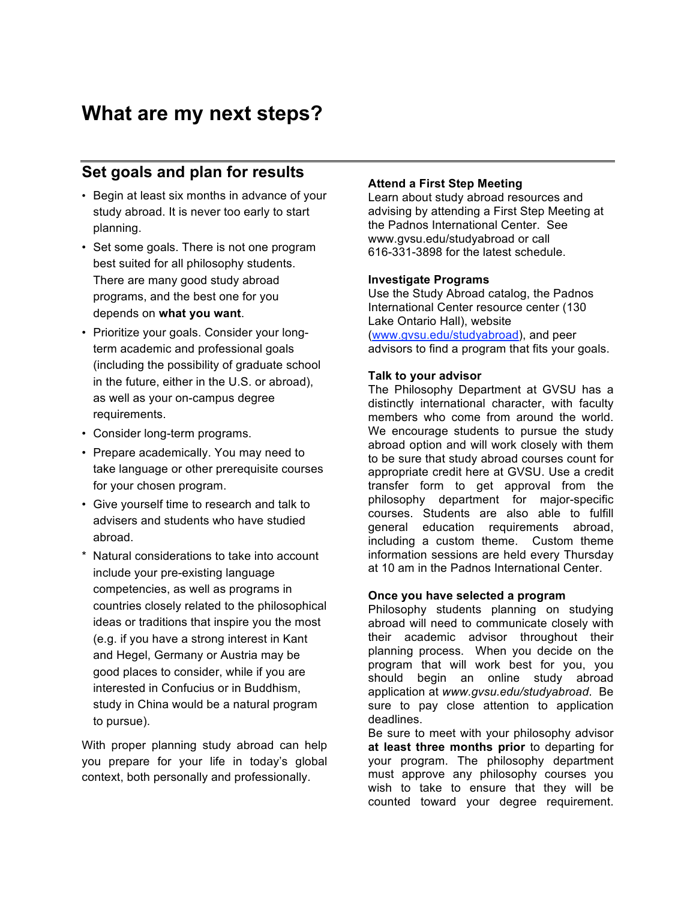# What are my next steps?

## Set goals and plan for results

- Begin at least six months in advance of your study abroad. It is never too early to start planning.
- Set some goals. There is not one program best suited for all philosophy students. There are many good study abroad programs, and the best one for you depends on **what you want**.
- Prioritize your goals. Consider your long-term academic and professional goals (including the possibility of graduate school in the future, either in the U.S. or abroad), as well as your on-campus degree requirements.
- Consider long-term programs.
- Prepare academically. You may need to take language or other prerequisite courses for your chosen program.
- Give yourself time to research and talk to advisers and students who have studied abroad.

* Natural considerations to take into account include your pre-existing language competencies, as well as programs in countries closely related to the philosophical ideas or traditions that inspire you the most (e.g. if you have a strong interest in Kant and Hegel, Germany or Austria may be good places to consider, while if you are interested in Confucius or in Buddhism, study in China would be a natural program to pursue).

With proper planning study abroad can help you prepare for your life in today's global context, both personally and professionally.

**Attend a First Step Meeting**
Learn about study abroad resources and advising by attending a First Step Meeting at the Padnos International Center. See www.gvsu.edu/studyabroad or call 616-331-3898 for the latest schedule.

**Investigate Programs**
Use the Study Abroad catalog, the Padnos International Center resource center (130 Lake Ontario Hall), website (www.gvsu.edu/studyabroad), and peer advisors to find a program that fits your goals.

**Talk to your advisor**
The Philosophy Department at GVSU has a distinctly international character, with faculty members who come from around the world. We encourage students to pursue the study abroad option and will work closely with them to be sure that study abroad courses count for appropriate credit here at GVSU. Use a credit transfer form to get approval from the philosophy department for major-specific courses. Students are also able to fulfill general education requirements abroad, including a custom theme. Custom theme information sessions are held every Thursday at 10 am in the Padnos International Center.

**Once you have selected a program**
Philosophy students planning on studying abroad will need to communicate closely with their academic advisor throughout their planning process. When you decide on the program that will work best for you, you should begin an online study abroad application at *www.gvsu.edu/studyabroad*. Be sure to pay close attention to application deadlines.
Be sure to meet with your philosophy advisor **at least three months prior** to departing for your program. The philosophy department must approve any philosophy courses you wish to take to ensure that they will be counted toward your degree requirement.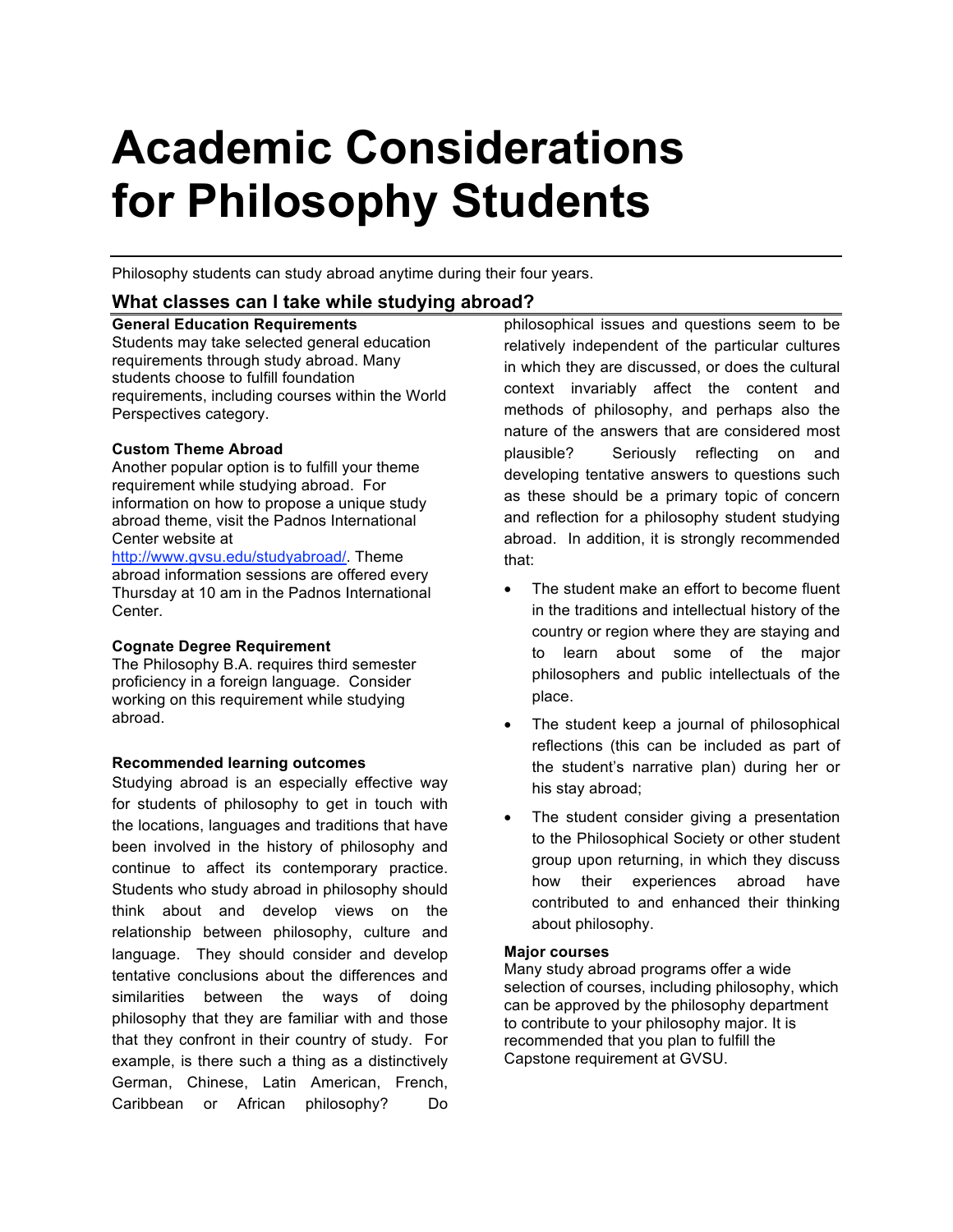# Academic Considerations for Philosophy Students

Philosophy students can study abroad anytime during their four years.

## What classes can I take while studying abroad?

### General Education Requirements

Students may take selected general education requirements through study abroad. Many students choose to fulfill foundation requirements, including courses within the World Perspectives category.

### Custom Theme Abroad

Another popular option is to fulfill your theme requirement while studying abroad. For information on how to propose a unique study abroad theme, visit the Padnos International Center website at [http://www.gvsu.edu/studyabroad/](http://www.gvsu.edu/studyabroad/). Theme abroad information sessions are offered every Thursday at 10 am in the Padnos International Center.

### Cognate Degree Requirement

The Philosophy B.A. requires third semester proficiency in a foreign language. Consider working on this requirement while studying abroad.

### Recommended learning outcomes

Studying abroad is an especially effective way for students of philosophy to get in touch with the locations, languages and traditions that have been involved in the history of philosophy and continue to affect its contemporary practice. Students who study abroad in philosophy should think about and develop views on the relationship between philosophy, culture and language. They should consider and develop tentative conclusions about the differences and similarities between the ways of doing philosophy that they are familiar with and those that they confront in their country of study. For example, is there such a thing as a distinctively German, Chinese, Latin American, French, Caribbean or African philosophy? Do philosophical issues and questions seem to be relatively independent of the particular cultures in which they are discussed, or does the cultural context invariably affect the content and methods of philosophy, and perhaps also the nature of the answers that are considered most plausible? Seriously reflecting on and developing tentative answers to questions such as these should be a primary topic of concern and reflection for a philosophy student studying abroad. In addition, it is strongly recommended that:

- The student make an effort to become fluent in the traditions and intellectual history of the country or region where they are staying and to learn about some of the major philosophers and public intellectuals of the place.
- The student keep a journal of philosophical reflections (this can be included as part of the student's narrative plan) during her or his stay abroad;
- The student consider giving a presentation to the Philosophical Society or other student group upon returning, in which they discuss how their experiences abroad have contributed to and enhanced their thinking about philosophy.

### Major courses

Many study abroad programs offer a wide selection of courses, including philosophy, which can be approved by the philosophy department to contribute to your philosophy major. It is recommended that you plan to fulfill the Capstone requirement at GVSU.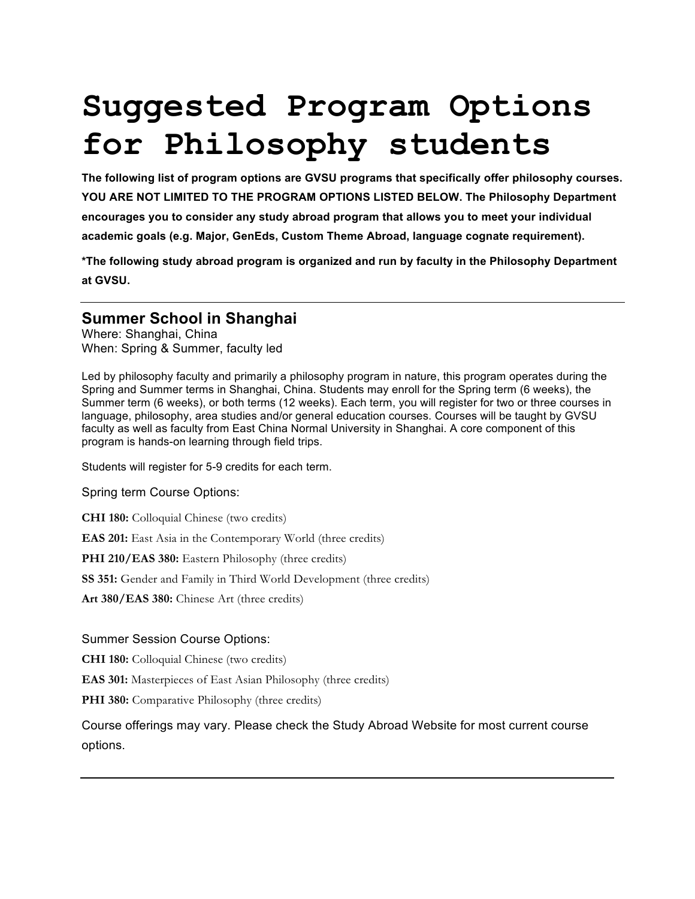# Suggested Program Options for Philosophy students

**The following list of program options are GVSU programs that specifically offer philosophy courses. YOU ARE NOT LIMITED TO THE PROGRAM OPTIONS LISTED BELOW. The Philosophy Department encourages you to consider any study abroad program that allows you to meet your individual academic goals (e.g. Major, GenEds, Custom Theme Abroad, language cognate requirement).**

**\*The following study abroad program is organized and run by faculty in the Philosophy Department at GVSU.**

---

## Summer School in Shanghai

Where: Shanghai, China
When: Spring & Summer, faculty led

Led by philosophy faculty and primarily a philosophy program in nature, this program operates during the Spring and Summer terms in Shanghai, China. Students may enroll for the Spring term (6 weeks), the Summer term (6 weeks), or both terms (12 weeks). Each term, you will register for two or three courses in language, philosophy, area studies and/or general education courses. Courses will be taught by GVSU faculty as well as faculty from East China Normal University in Shanghai. A core component of this program is hands-on learning through field trips.

Students will register for 5-9 credits for each term.

Spring term Course Options:

**CHI 180:** Colloquial Chinese (two credits)

**EAS 201:** East Asia in the Contemporary World (three credits)

**PHI 210/EAS 380:** Eastern Philosophy (three credits)

**SS 351:** Gender and Family in Third World Development (three credits)

**Art 380/EAS 380:** Chinese Art (three credits)

Summer Session Course Options:

**CHI 180:** Colloquial Chinese (two credits)

**EAS 301:** Masterpieces of East Asian Philosophy (three credits)

**PHI 380:** Comparative Philosophy (three credits)

Course offerings may vary. Please check the Study Abroad Website for most current course options.

---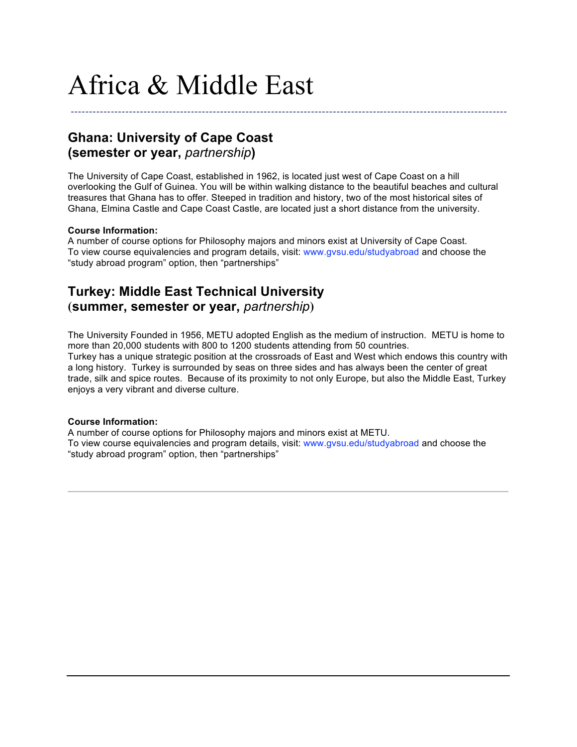# Africa & Middle East

## Ghana: University of Cape Coast (semester or year, *partnership*)

The University of Cape Coast, established in 1962, is located just west of Cape Coast on a hill overlooking the Gulf of Guinea. You will be within walking distance to the beautiful beaches and cultural treasures that Ghana has to offer. Steeped in tradition and history, two of the most historical sites of Ghana, Elmina Castle and Cape Coast Castle, are located just a short distance from the university.

**Course Information:**
A number of course options for Philosophy majors and minors exist at University of Cape Coast.
To view course equivalencies and program details, visit: www.gvsu.edu/studyabroad and choose the "study abroad program" option, then "partnerships"

## Turkey: Middle East Technical University (summer, semester or year, *partnership*)

The University Founded in 1956, METU adopted English as the medium of instruction. METU is home to more than 20,000 students with 800 to 1200 students attending from 50 countries.
Turkey has a unique strategic position at the crossroads of East and West which endows this country with a long history. Turkey is surrounded by seas on three sides and has always been the center of great trade, silk and spice routes. Because of its proximity to not only Europe, but also the Middle East, Turkey enjoys a very vibrant and diverse culture.

**Course Information:**
A number of course options for Philosophy majors and minors exist at METU.
To view course equivalencies and program details, visit: www.gvsu.edu/studyabroad and choose the "study abroad program" option, then "partnerships"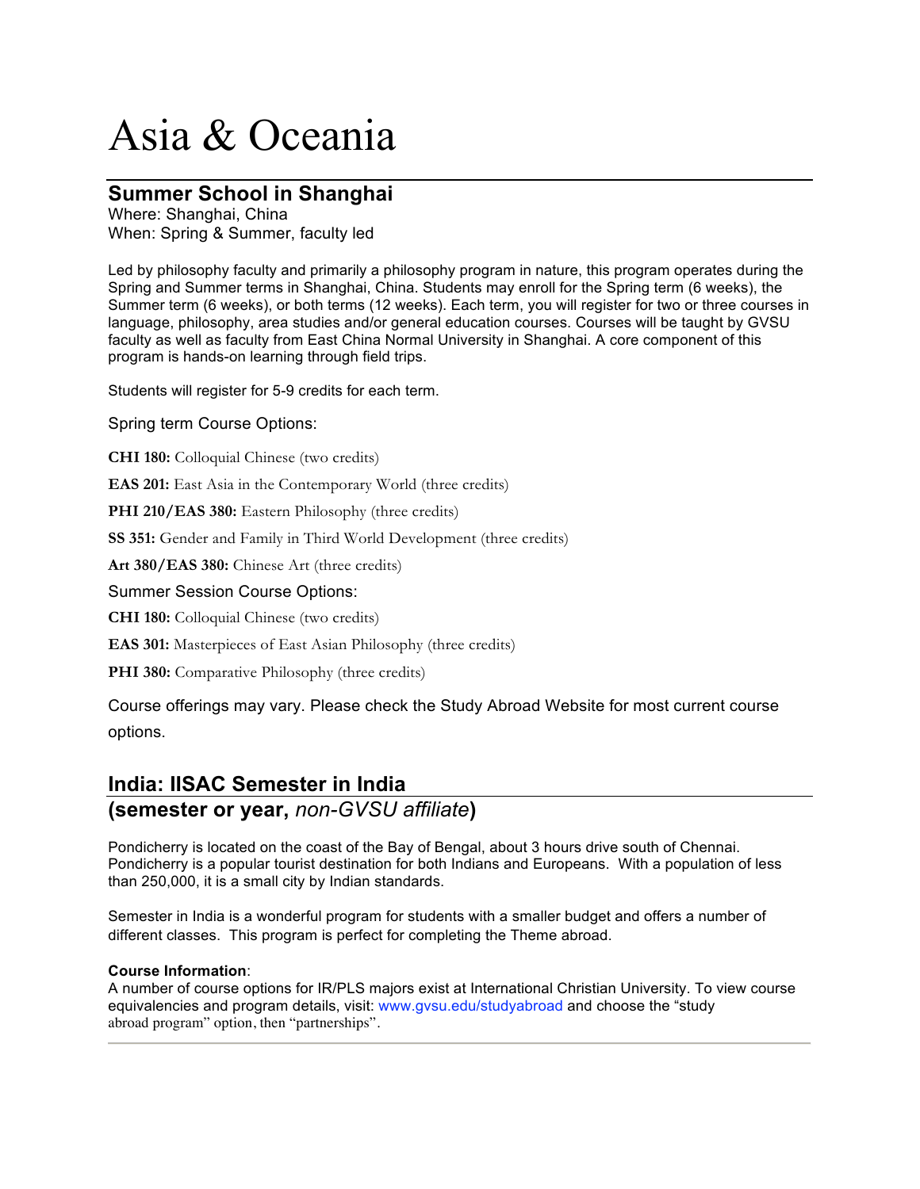# Asia & Oceania

## Summer School in Shanghai

Where: Shanghai, China
When: Spring & Summer, faculty led

Led by philosophy faculty and primarily a philosophy program in nature, this program operates during the Spring and Summer terms in Shanghai, China. Students may enroll for the Spring term (6 weeks), the Summer term (6 weeks), or both terms (12 weeks). Each term, you will register for two or three courses in language, philosophy, area studies and/or general education courses. Courses will be taught by GVSU faculty as well as faculty from East China Normal University in Shanghai. A core component of this program is hands-on learning through field trips.

Students will register for 5-9 credits for each term.

Spring term Course Options:

**CHI 180:** Colloquial Chinese (two credits)

**EAS 201:** East Asia in the Contemporary World (three credits)

**PHI 210/EAS 380:** Eastern Philosophy (three credits)

**SS 351:** Gender and Family in Third World Development (three credits)

**Art 380/EAS 380:** Chinese Art (three credits)

Summer Session Course Options:

**CHI 180:** Colloquial Chinese (two credits)

**EAS 301:** Masterpieces of East Asian Philosophy (three credits)

**PHI 380:** Comparative Philosophy (three credits)

Course offerings may vary. Please check the Study Abroad Website for most current course options.

## India: IISAC Semester in India (semester or year, *non-GVSU affiliate*)

Pondicherry is located on the coast of the Bay of Bengal, about 3 hours drive south of Chennai. Pondicherry is a popular tourist destination for both Indians and Europeans. With a population of less than 250,000, it is a small city by Indian standards.

Semester in India is a wonderful program for students with a smaller budget and offers a number of different classes. This program is perfect for completing the Theme abroad.

**Course Information**:
A number of course options for IR/PLS majors exist at International Christian University. To view course equivalencies and program details, visit: www.gvsu.edu/studyabroad and choose the "study abroad program" option, then "partnerships".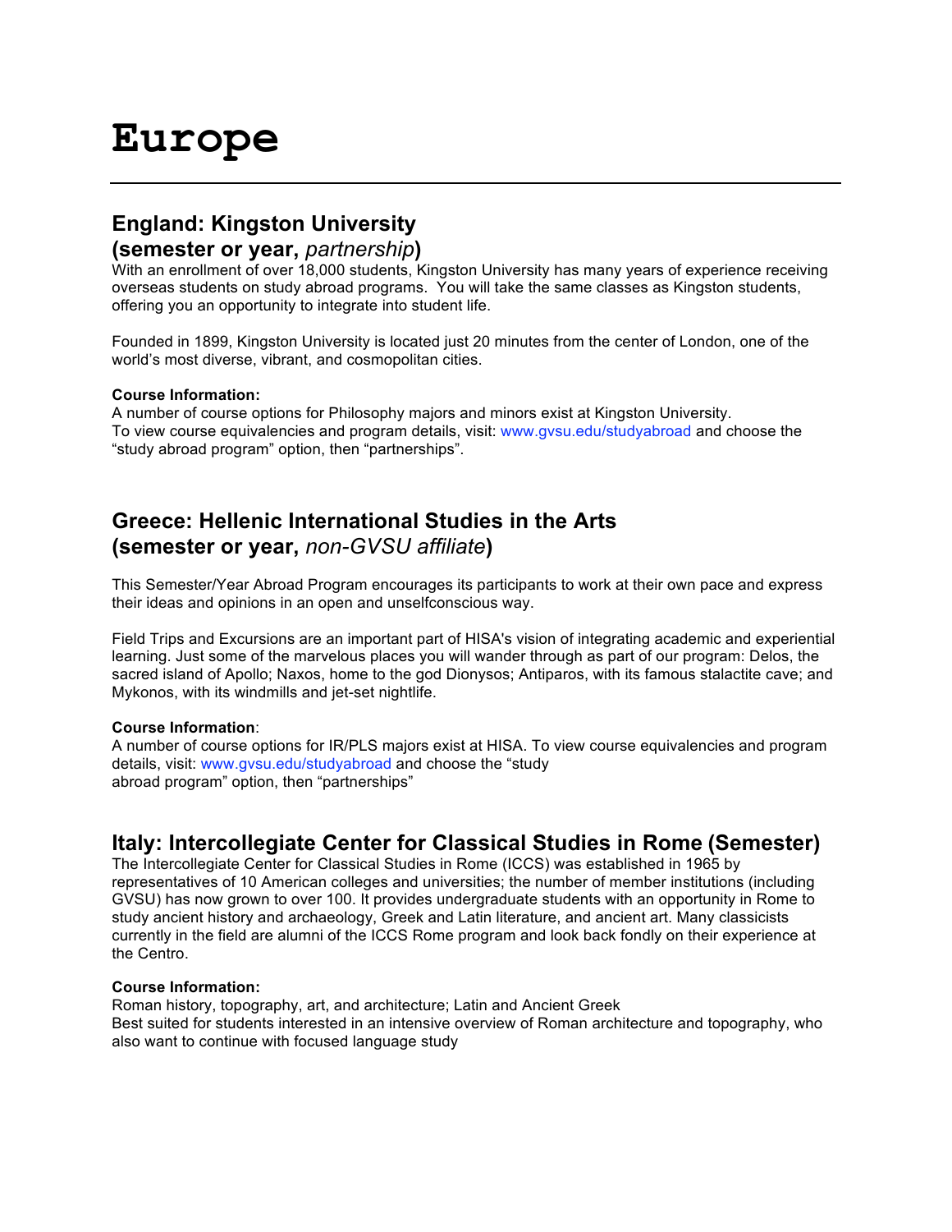# Europe

---

## England: Kingston University
## (semester or year, *partnership*)

With an enrollment of over 18,000 students, Kingston University has many years of experience receiving overseas students on study abroad programs. You will take the same classes as Kingston students, offering you an opportunity to integrate into student life.

Founded in 1899, Kingston University is located just 20 minutes from the center of London, one of the world's most diverse, vibrant, and cosmopolitan cities.

**Course Information:**
A number of course options for Philosophy majors and minors exist at Kingston University.
To view course equivalencies and program details, visit: www.gvsu.edu/studyabroad and choose the "study abroad program" option, then "partnerships".

## Greece: Hellenic International Studies in the Arts
## (semester or year, *non-GVSU affiliate*)

This Semester/Year Abroad Program encourages its participants to work at their own pace and express their ideas and opinions in an open and unselfconscious way.

Field Trips and Excursions are an important part of HISA's vision of integrating academic and experiential learning. Just some of the marvelous places you will wander through as part of our program: Delos, the sacred island of Apollo; Naxos, home to the god Dionysos; Antiparos, with its famous stalactite cave; and Mykonos, with its windmills and jet-set nightlife.

**Course Information**:
A number of course options for IR/PLS majors exist at HISA. To view course equivalencies and program details, visit: www.gvsu.edu/studyabroad and choose the "study abroad program" option, then "partnerships"

## Italy: Intercollegiate Center for Classical Studies in Rome (Semester)

The Intercollegiate Center for Classical Studies in Rome (ICCS) was established in 1965 by representatives of 10 American colleges and universities; the number of member institutions (including GVSU) has now grown to over 100. It provides undergraduate students with an opportunity in Rome to study ancient history and archaeology, Greek and Latin literature, and ancient art. Many classicists currently in the field are alumni of the ICCS Rome program and look back fondly on their experience at the Centro.

**Course Information:**
Roman history, topography, art, and architecture; Latin and Ancient Greek
Best suited for students interested in an intensive overview of Roman architecture and topography, who also want to continue with focused language study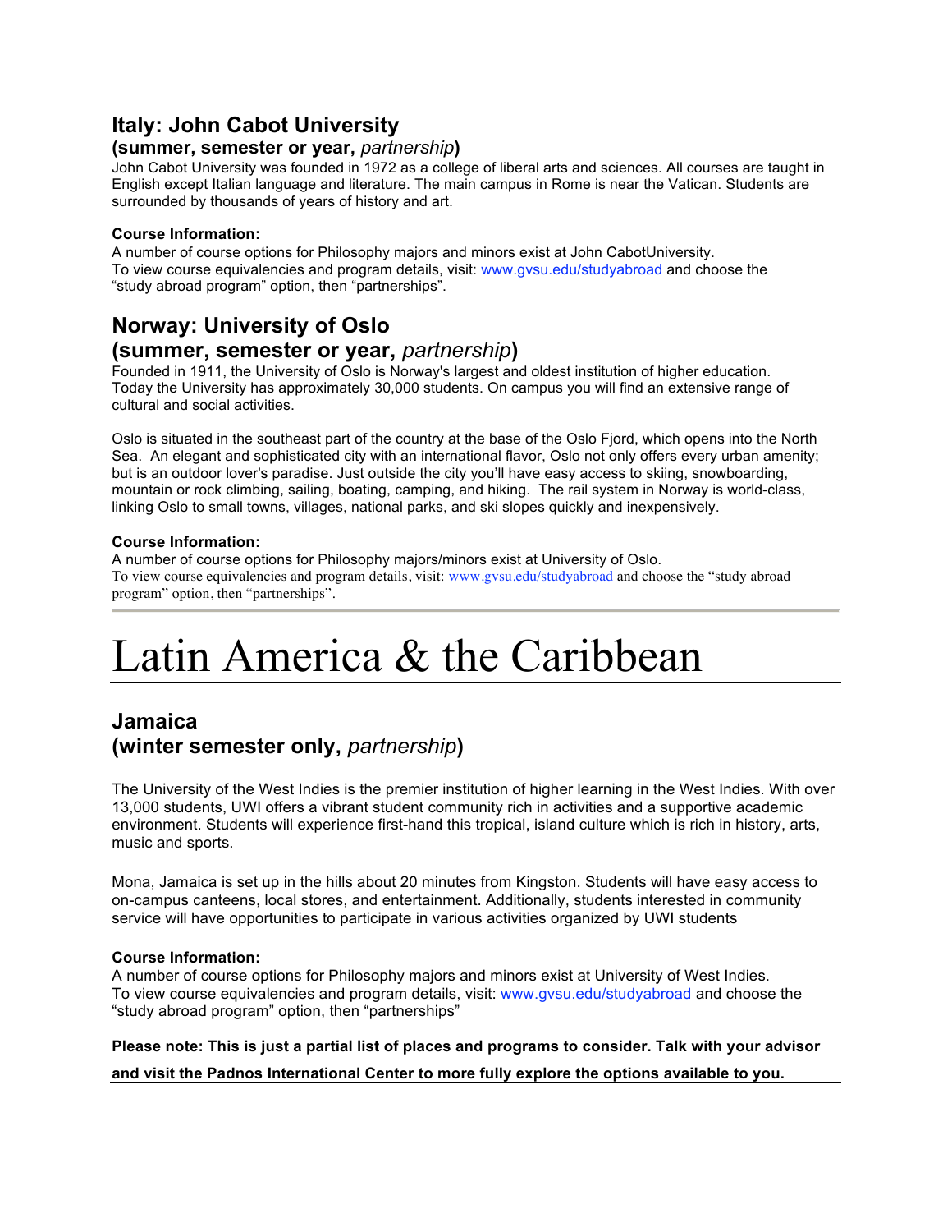## Italy: John Cabot University

**(summer, semester or year, *partnership*)**

John Cabot University was founded in 1972 as a college of liberal arts and sciences. All courses are taught in English except Italian language and literature. The main campus in Rome is near the Vatican. Students are surrounded by thousands of years of history and art.

**Course Information:**

A number of course options for Philosophy majors and minors exist at John CabotUniversity.
To view course equivalencies and program details, visit: www.gvsu.edu/studyabroad and choose the "study abroad program" option, then "partnerships".

## Norway: University of Oslo

## (summer, semester or year, *partnership*)

Founded in 1911, the University of Oslo is Norway's largest and oldest institution of higher education. Today the University has approximately 30,000 students. On campus you will find an extensive range of cultural and social activities.

Oslo is situated in the southeast part of the country at the base of the Oslo Fjord, which opens into the North Sea. An elegant and sophisticated city with an international flavor, Oslo not only offers every urban amenity; but is an outdoor lover's paradise. Just outside the city you'll have easy access to skiing, snowboarding, mountain or rock climbing, sailing, boating, camping, and hiking. The rail system in Norway is world-class, linking Oslo to small towns, villages, national parks, and ski slopes quickly and inexpensively.

**Course Information:**

A number of course options for Philosophy majors/minors exist at University of Oslo.
To view course equivalencies and program details, visit: www.gvsu.edu/studyabroad and choose the "study abroad program" option, then "partnerships".

# Latin America & the Caribbean

## Jamaica

## (winter semester only, *partnership*)

The University of the West Indies is the premier institution of higher learning in the West Indies. With over 13,000 students, UWI offers a vibrant student community rich in activities and a supportive academic environment. Students will experience first-hand this tropical, island culture which is rich in history, arts, music and sports.

Mona, Jamaica is set up in the hills about 20 minutes from Kingston. Students will have easy access to on-campus canteens, local stores, and entertainment. Additionally, students interested in community service will have opportunities to participate in various activities organized by UWI students

**Course Information:**

A number of course options for Philosophy majors and minors exist at University of West Indies.
To view course equivalencies and program details, visit: www.gvsu.edu/studyabroad and choose the "study abroad program" option, then "partnerships"

**Please note: This is just a partial list of places and programs to consider. Talk with your advisor and visit the Padnos International Center to more fully explore the options available to you.**